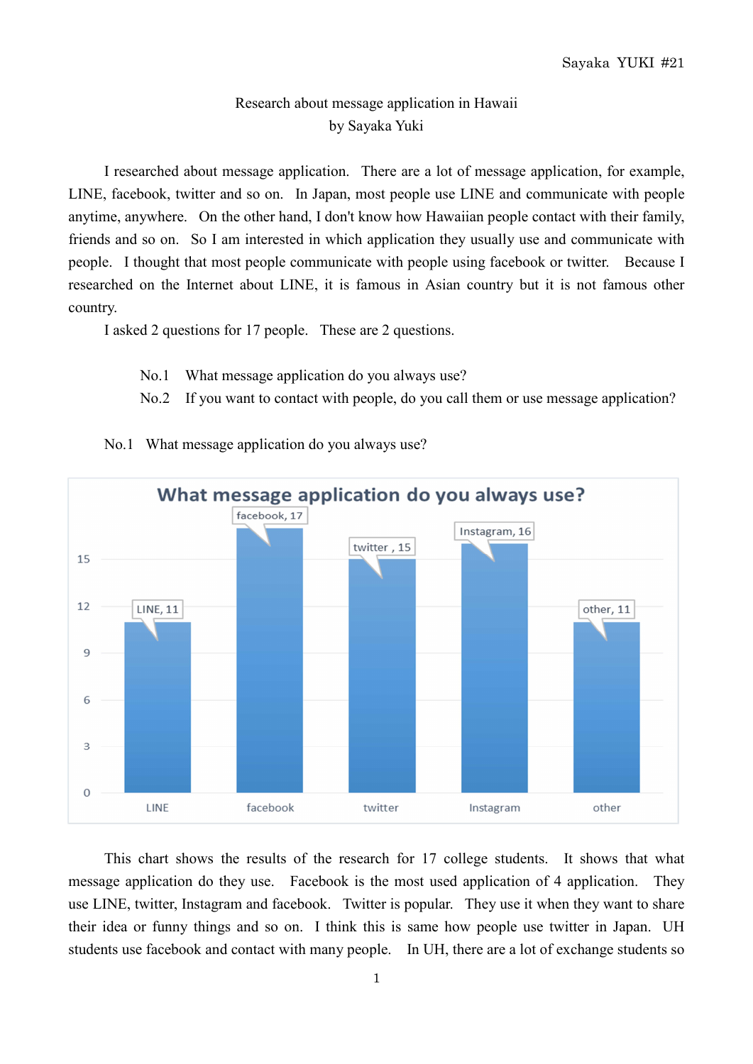Sayaka YUKI #21

# Research about message application in Hawaii
by Sayaka Yuki

I researched about message application. There are a lot of message application, for example, LINE, facebook, twitter and so on. In Japan, most people use LINE and communicate with people anytime, anywhere. On the other hand, I don't know how Hawaiian people contact with their family, friends and so on. So I am interested in which application they usually use and communicate with people. I thought that most people communicate with people using facebook or twitter. Because I researched on the Internet about LINE, it is famous in Asian country but it is not famous other country.

I asked 2 questions for 17 people. These are 2 questions.

No.1 What message application do you always use?
No.2 If you want to contact with people, do you call them or use message application?

No.1 What message application do you always use?

**What message application do you always use?**

| Application | Count |
| --- | --- |
| LINE | 11 |
| facebook | 17 |
| twitter | 15 |
| Instagram | 16 |
| other | 11 |

This chart shows the results of the research for 17 college students. It shows that what message application do they use. Facebook is the most used application of 4 application. They use LINE, twitter, Instagram and facebook. Twitter is popular. They use it when they want to share their idea or funny things and so on. I think this is same how people use twitter in Japan. UH students use facebook and contact with many people. In UH, there are a lot of exchange students so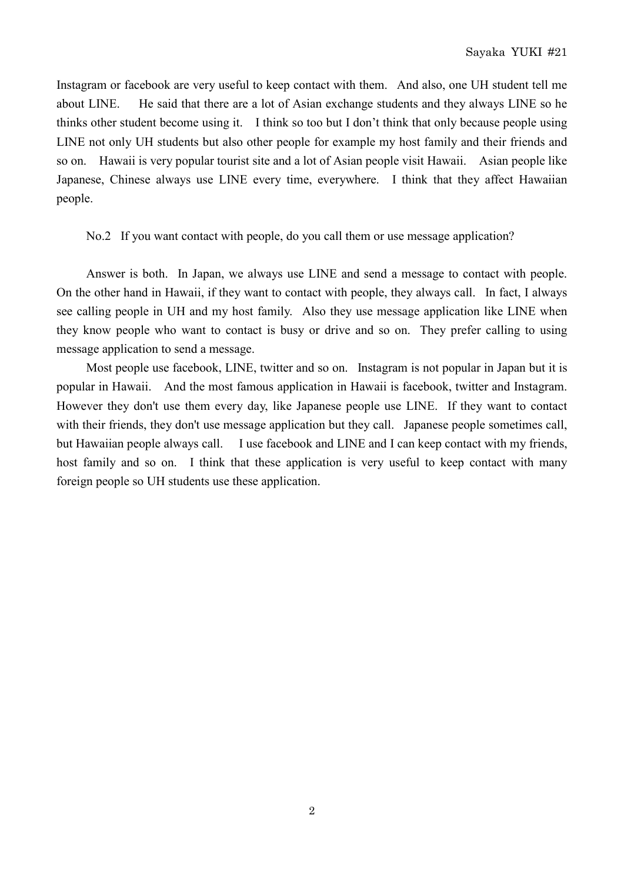Instagram or facebook are very useful to keep contact with them. And also, one UH student tell me about LINE. He said that there are a lot of Asian exchange students and they always LINE so he thinks other student become using it. I think so too but I don't think that only because people using LINE not only UH students but also other people for example my host family and their friends and so on. Hawaii is very popular tourist site and a lot of Asian people visit Hawaii. Asian people like Japanese, Chinese always use LINE every time, everywhere. I think that they affect Hawaiian people.

No.2 If you want contact with people, do you call them or use message application?

Answer is both. In Japan, we always use LINE and send a message to contact with people. On the other hand in Hawaii, if they want to contact with people, they always call. In fact, I always see calling people in UH and my host family. Also they use message application like LINE when they know people who want to contact is busy or drive and so on. They prefer calling to using message application to send a message.

Most people use facebook, LINE, twitter and so on. Instagram is not popular in Japan but it is popular in Hawaii. And the most famous application in Hawaii is facebook, twitter and Instagram. However they don't use them every day, like Japanese people use LINE. If they want to contact with their friends, they don't use message application but they call. Japanese people sometimes call, but Hawaiian people always call. I use facebook and LINE and I can keep contact with my friends, host family and so on. I think that these application is very useful to keep contact with many foreign people so UH students use these application.